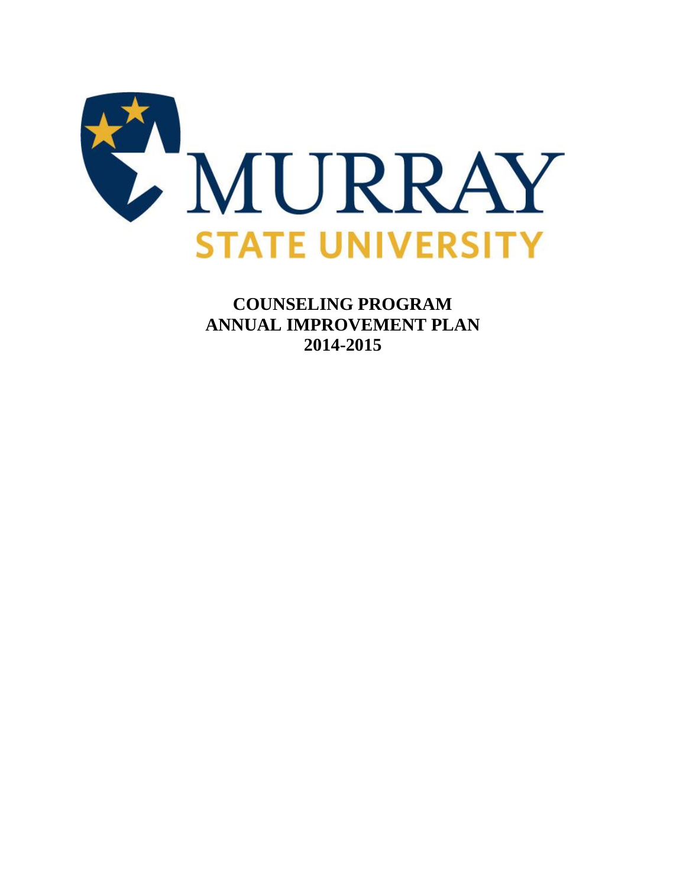MURRAY STATE UNIVERSITY

# COUNSELING PROGRAM
# ANNUAL IMPROVEMENT PLAN
# 2014-2015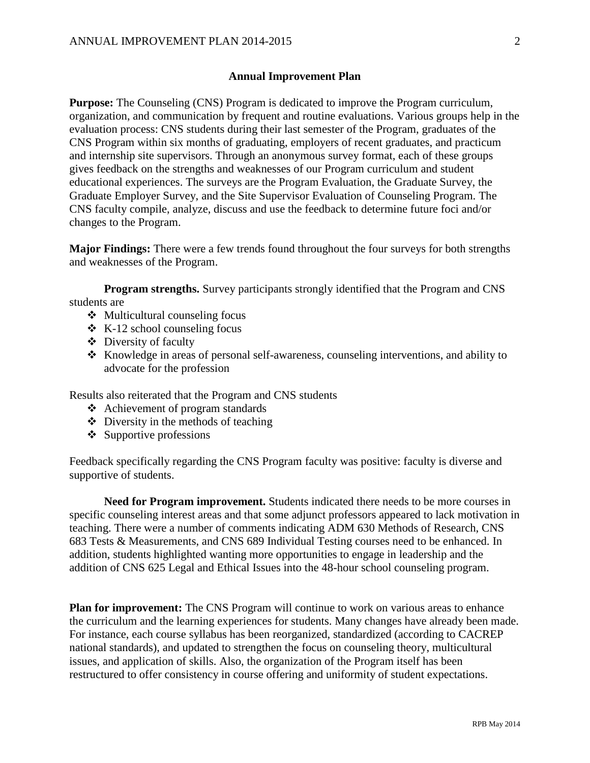## Annual Improvement Plan

**Purpose:** The Counseling (CNS) Program is dedicated to improve the Program curriculum, organization, and communication by frequent and routine evaluations. Various groups help in the evaluation process: CNS students during their last semester of the Program, graduates of the CNS Program within six months of graduating, employers of recent graduates, and practicum and internship site supervisors. Through an anonymous survey format, each of these groups gives feedback on the strengths and weaknesses of our Program curriculum and student educational experiences. The surveys are the Program Evaluation, the Graduate Survey, the Graduate Employer Survey, and the Site Supervisor Evaluation of Counseling Program. The CNS faculty compile, analyze, discuss and use the feedback to determine future foci and/or changes to the Program.

**Major Findings:** There were a few trends found throughout the four surveys for both strengths and weaknesses of the Program.

**Program strengths.** Survey participants strongly identified that the Program and CNS students are

- Multicultural counseling focus
- K-12 school counseling focus
- Diversity of faculty
- Knowledge in areas of personal self-awareness, counseling interventions, and ability to advocate for the profession

Results also reiterated that the Program and CNS students

- Achievement of program standards
- Diversity in the methods of teaching
- Supportive professions

Feedback specifically regarding the CNS Program faculty was positive: faculty is diverse and supportive of students.

**Need for Program improvement.** Students indicated there needs to be more courses in specific counseling interest areas and that some adjunct professors appeared to lack motivation in teaching. There were a number of comments indicating ADM 630 Methods of Research, CNS 683 Tests & Measurements, and CNS 689 Individual Testing courses need to be enhanced. In addition, students highlighted wanting more opportunities to engage in leadership and the addition of CNS 625 Legal and Ethical Issues into the 48-hour school counseling program.

**Plan for improvement:** The CNS Program will continue to work on various areas to enhance the curriculum and the learning experiences for students. Many changes have already been made. For instance, each course syllabus has been reorganized, standardized (according to CACREP national standards), and updated to strengthen the focus on counseling theory, multicultural issues, and application of skills. Also, the organization of the Program itself has been restructured to offer consistency in course offering and uniformity of student expectations.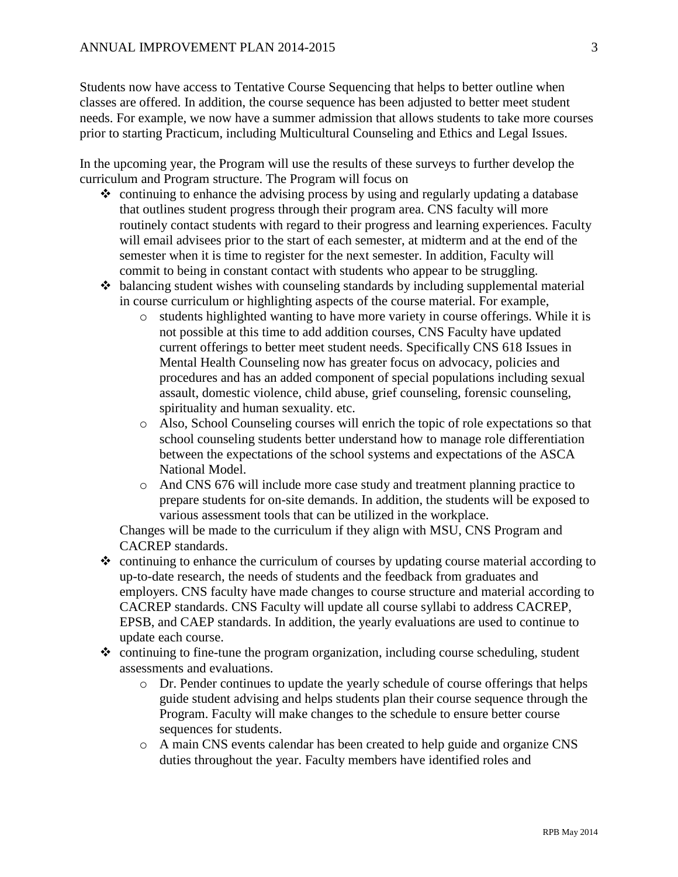Students now have access to Tentative Course Sequencing that helps to better outline when classes are offered. In addition, the course sequence has been adjusted to better meet student needs. For example, we now have a summer admission that allows students to take more courses prior to starting Practicum, including Multicultural Counseling and Ethics and Legal Issues.

In the upcoming year, the Program will use the results of these surveys to further develop the curriculum and Program structure. The Program will focus on

- continuing to enhance the advising process by using and regularly updating a database that outlines student progress through their program area. CNS faculty will more routinely contact students with regard to their progress and learning experiences. Faculty will email advisees prior to the start of each semester, at midterm and at the end of the semester when it is time to register for the next semester. In addition, Faculty will commit to being in constant contact with students who appear to be struggling.
- balancing student wishes with counseling standards by including supplemental material in course curriculum or highlighting aspects of the course material. For example,
  - students highlighted wanting to have more variety in course offerings. While it is not possible at this time to add addition courses, CNS Faculty have updated current offerings to better meet student needs. Specifically CNS 618 Issues in Mental Health Counseling now has greater focus on advocacy, policies and procedures and has an added component of special populations including sexual assault, domestic violence, child abuse, grief counseling, forensic counseling, spirituality and human sexuality. etc.
  - Also, School Counseling courses will enrich the topic of role expectations so that school counseling students better understand how to manage role differentiation between the expectations of the school systems and expectations of the ASCA National Model.
  - And CNS 676 will include more case study and treatment planning practice to prepare students for on-site demands. In addition, the students will be exposed to various assessment tools that can be utilized in the workplace.

  Changes will be made to the curriculum if they align with MSU, CNS Program and CACREP standards.
- continuing to enhance the curriculum of courses by updating course material according to up-to-date research, the needs of students and the feedback from graduates and employers. CNS faculty have made changes to course structure and material according to CACREP standards. CNS Faculty will update all course syllabi to address CACREP, EPSB, and CAEP standards. In addition, the yearly evaluations are used to continue to update each course.
- continuing to fine-tune the program organization, including course scheduling, student assessments and evaluations.
  - Dr. Pender continues to update the yearly schedule of course offerings that helps guide student advising and helps students plan their course sequence through the Program. Faculty will make changes to the schedule to ensure better course sequences for students.
  - A main CNS events calendar has been created to help guide and organize CNS duties throughout the year. Faculty members have identified roles and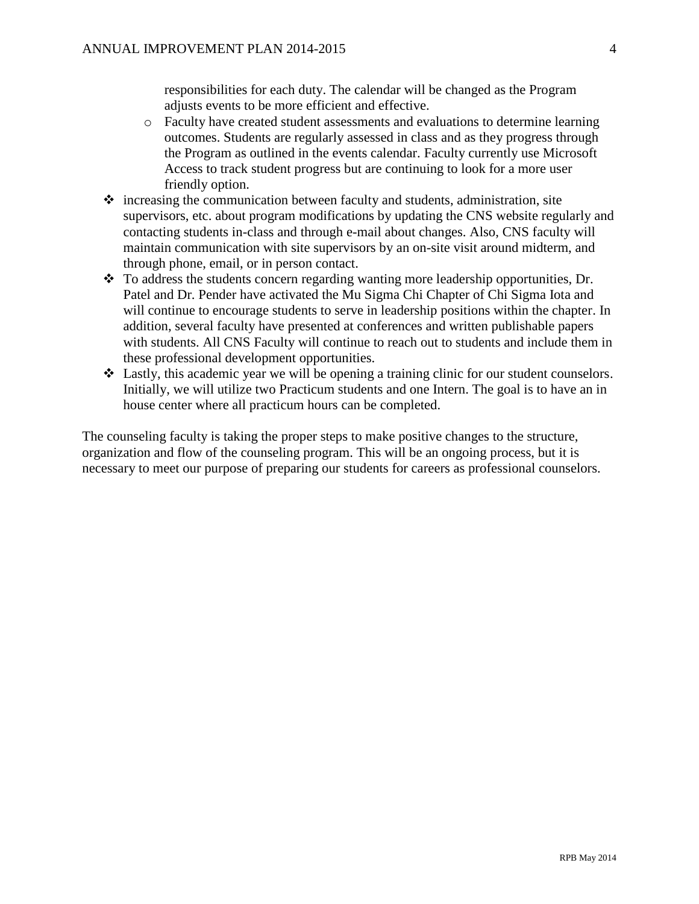responsibilities for each duty. The calendar will be changed as the Program adjusts events to be more efficient and effective.

- Faculty have created student assessments and evaluations to determine learning outcomes. Students are regularly assessed in class and as they progress through the Program as outlined in the events calendar. Faculty currently use Microsoft Access to track student progress but are continuing to look for a more user friendly option.

- increasing the communication between faculty and students, administration, site supervisors, etc. about program modifications by updating the CNS website regularly and contacting students in-class and through e-mail about changes. Also, CNS faculty will maintain communication with site supervisors by an on-site visit around midterm, and through phone, email, or in person contact.
- To address the students concern regarding wanting more leadership opportunities, Dr. Patel and Dr. Pender have activated the Mu Sigma Chi Chapter of Chi Sigma Iota and will continue to encourage students to serve in leadership positions within the chapter. In addition, several faculty have presented at conferences and written publishable papers with students. All CNS Faculty will continue to reach out to students and include them in these professional development opportunities.
- Lastly, this academic year we will be opening a training clinic for our student counselors. Initially, we will utilize two Practicum students and one Intern. The goal is to have an in house center where all practicum hours can be completed.

The counseling faculty is taking the proper steps to make positive changes to the structure, organization and flow of the counseling program. This will be an ongoing process, but it is necessary to meet our purpose of preparing our students for careers as professional counselors.